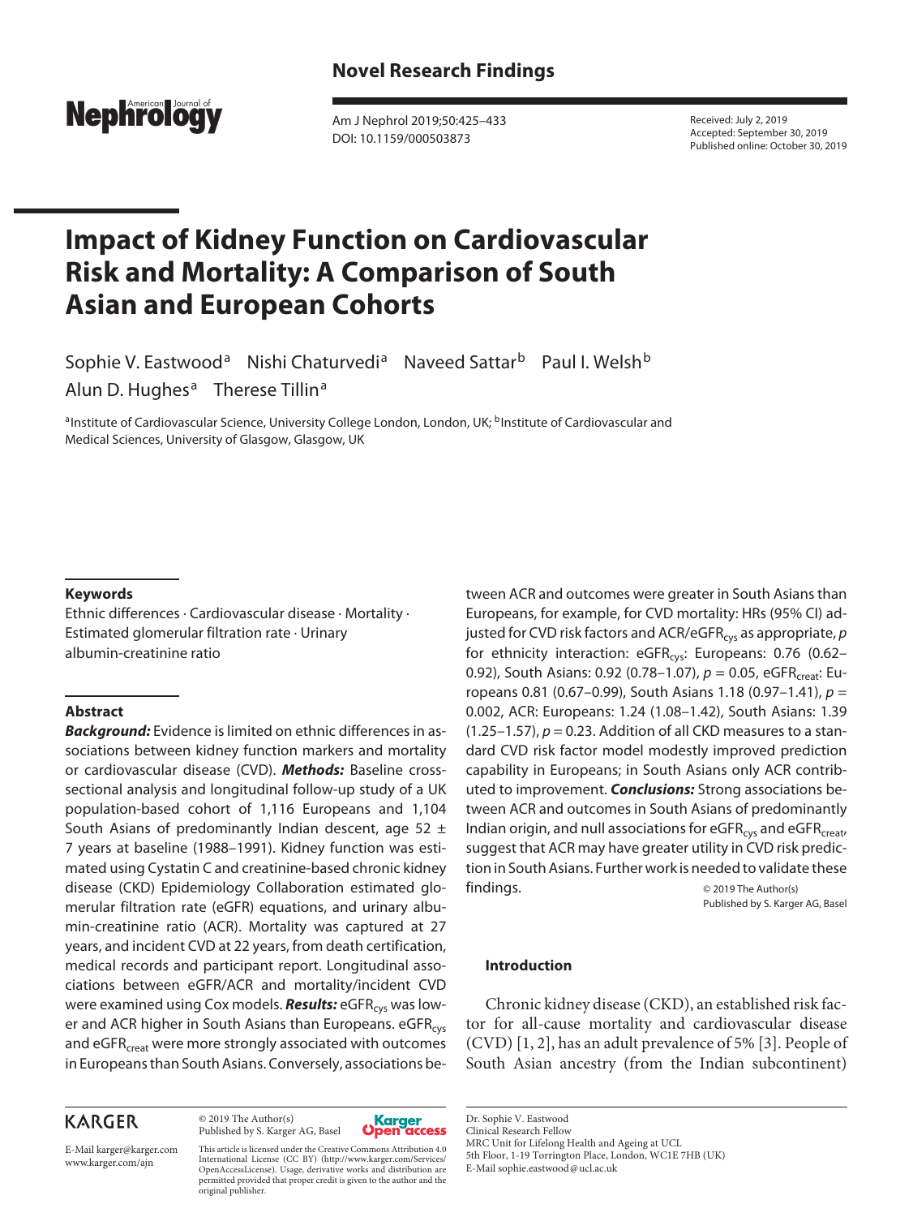Novel Research Findings

Received: July 2, 2019
Accepted: September 30, 2019
Published online: October 30, 2019

# Impact of Kidney Function on Cardiovascular Risk and Mortality: A Comparison of South Asian and European Cohorts

Sophie V. Eastwood[a] Nishi Chaturvedi[a] Naveed Sattar[b] Paul I. Welsh[b] Alun D. Hughes[a] Therese Tillin[a]

[a]Institute of Cardiovascular Science, University College London, London, UK; [b]Institute of Cardiovascular and Medical Sciences, University of Glasgow, Glasgow, UK

## Keywords

Ethnic differences · Cardiovascular disease · Mortality · Estimated glomerular filtration rate · Urinary albumin-creatinine ratio

## Abstract

***Background:*** Evidence is limited on ethnic differences in associations between kidney function markers and mortality or cardiovascular disease (CVD). ***Methods:*** Baseline cross-sectional analysis and longitudinal follow-up study of a UK population-based cohort of 1,116 Europeans and 1,104 South Asians of predominantly Indian descent, age 52 ± 7 years at baseline (1988–1991). Kidney function was estimated using Cystatin C and creatinine-based chronic kidney disease (CKD) Epidemiology Collaboration estimated glomerular filtration rate (eGFR) equations, and urinary albumin-creatinine ratio (ACR). Mortality was captured at 27 years, and incident CVD at 22 years, from death certification, medical records and participant report. Longitudinal associations between eGFR/ACR and mortality/incident CVD were examined using Cox models. ***Results:*** $eGFR_{cys}$ was lower and ACR higher in South Asians than Europeans. $eGFR_{cys}$ and $eGFR_{creat}$ were more strongly associated with outcomes in Europeans than South Asians. Conversely, associations between ACR and outcomes were greater in South Asians than Europeans, for example, for CVD mortality: HRs (95% CI) adjusted for CVD risk factors and ACR/$eGFR_{cys}$ as appropriate, $p$ for ethnicity interaction: $eGFR_{cys}$: Europeans: 0.76 (0.62–0.92), South Asians: 0.92 (0.78–1.07), $p$ = 0.05, $eGFR_{creat}$: Europeans 0.81 (0.67–0.99), South Asians 1.18 (0.97–1.41), $p$ = 0.002, ACR: Europeans: 1.24 (1.08–1.42), South Asians: 1.39 (1.25–1.57), $p$ = 0.23. Addition of all CKD measures to a standard CVD risk factor model modestly improved prediction capability in Europeans; in South Asians only ACR contributed to improvement. ***Conclusions:*** Strong associations between ACR and outcomes in South Asians of predominantly Indian origin, and null associations for $eGFR_{cys}$ and $eGFR_{creat}$, suggest that ACR may have greater utility in CVD risk prediction in South Asians. Further work is needed to validate these findings.

© 2019 The Author(s)
Published by S. Karger AG, Basel

## Introduction

Chronic kidney disease (CKD), an established risk factor for all-cause mortality and cardiovascular disease (CVD) [1, 2], has an adult prevalence of 5% [3]. People of South Asian ancestry (from the Indian subcontinent)

© 2019 The Author(s)
Published by S. Karger AG, Basel

This article is licensed under the Creative Commons Attribution 4.0 International License (CC BY) (http://www.karger.com/Services/OpenAccessLicense). Usage, derivative works and distribution are permitted provided that proper credit is given to the author and the original publisher.

Dr. Sophie V. Eastwood
Clinical Research Fellow
MRC Unit for Lifelong Health and Ageing at UCL
5th Floor, 1-19 Torrington Place, London, WC1E 7HB (UK)
E-Mail sophie.eastwood@ucl.ac.uk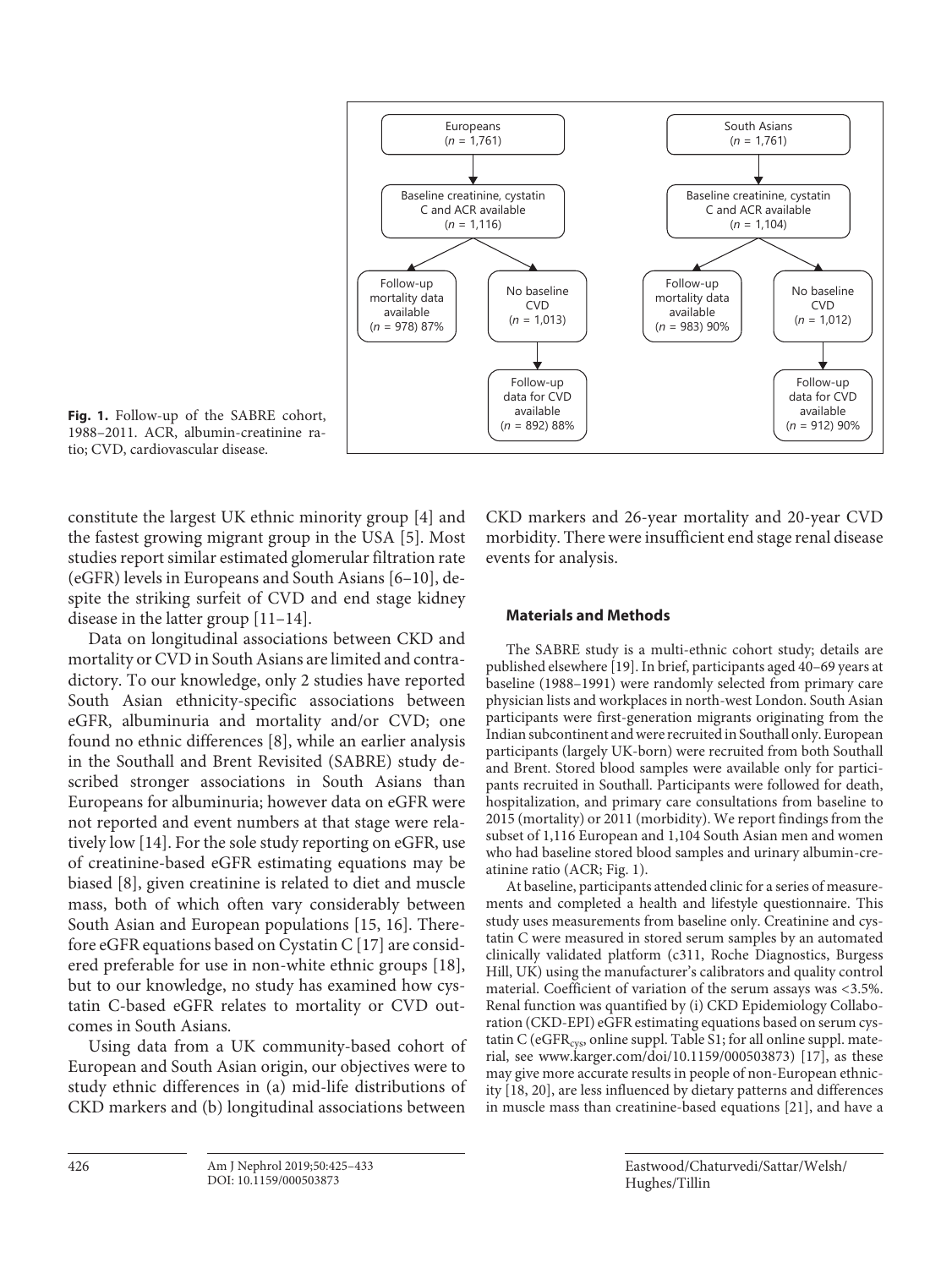Europeans
(n = 1,761)

Baseline creatinine, cystatin C and ACR available
(n = 1,116)

Follow-up mortality data available
(n = 978) 87%

No baseline CVD
(n = 1,013)

Follow-up data for CVD available
(n = 892) 88%

South Asians
(n = 1,761)

Baseline creatinine, cystatin C and ACR available
(n = 1,104)

Follow-up mortality data available
(n = 983) 90%

No baseline CVD
(n = 1,012)

Follow-up data for CVD available
(n = 912) 90%

**Fig. 1.** Follow-up of the SABRE cohort, 1988–2011. ACR, albumin-creatinine ratio; CVD, cardiovascular disease.

constitute the largest UK ethnic minority group [4] and the fastest growing migrant group in the USA [5]. Most studies report similar estimated glomerular filtration rate (eGFR) levels in Europeans and South Asians [6–10], despite the striking surfeit of CVD and end stage kidney disease in the latter group [11–14].

Data on longitudinal associations between CKD and mortality or CVD in South Asians are limited and contradictory. To our knowledge, only 2 studies have reported South Asian ethnicity-specific associations between eGFR, albuminuria and mortality and/or CVD; one found no ethnic differences [8], while an earlier analysis in the Southall and Brent Revisited (SABRE) study described stronger associations in South Asians than Europeans for albuminuria; however data on eGFR were not reported and event numbers at that stage were relatively low [14]. For the sole study reporting on eGFR, use of creatinine-based eGFR estimating equations may be biased [8], given creatinine is related to diet and muscle mass, both of which often vary considerably between South Asian and European populations [15, 16]. Therefore eGFR equations based on Cystatin C [17] are considered preferable for use in non-white ethnic groups [18], but to our knowledge, no study has examined how cystatin C-based eGFR relates to mortality or CVD outcomes in South Asians.

Using data from a UK community-based cohort of European and South Asian origin, our objectives were to study ethnic differences in (a) mid-life distributions of CKD markers and (b) longitudinal associations between CKD markers and 26-year mortality and 20-year CVD morbidity. There were insufficient end stage renal disease events for analysis.

## Materials and Methods

The SABRE study is a multi-ethnic cohort study; details are published elsewhere [19]. In brief, participants aged 40–69 years at baseline (1988–1991) were randomly selected from primary care physician lists and workplaces in north-west London. South Asian participants were first-generation migrants originating from the Indian subcontinent and were recruited in Southall only. European participants (largely UK-born) were recruited from both Southall and Brent. Stored blood samples were available only for participants recruited in Southall. Participants were followed for death, hospitalization, and primary care consultations from baseline to 2015 (mortality) or 2011 (morbidity). We report findings from the subset of 1,116 European and 1,104 South Asian men and women who had baseline stored blood samples and urinary albumin-creatinine ratio (ACR; Fig. 1).

At baseline, participants attended clinic for a series of measurements and completed a health and lifestyle questionnaire. This study uses measurements from baseline only. Creatinine and cystatin C were measured in stored serum samples by an automated clinically validated platform (c311, Roche Diagnostics, Burgess Hill, UK) using the manufacturer's calibrators and quality control material. Coefficient of variation of the serum assays was <3.5%. Renal function was quantified by (i) CKD Epidemiology Collaboration (CKD-EPI) eGFR estimating equations based on serum cystatin C ($eGFR_{cys}$, online suppl. Table S1; for all online suppl. material, see www.karger.com/doi/10.1159/000503873) [17], as these may give more accurate results in people of non-European ethnicity [18, 20], are less influenced by dietary patterns and differences in muscle mass than creatinine-based equations [21], and have a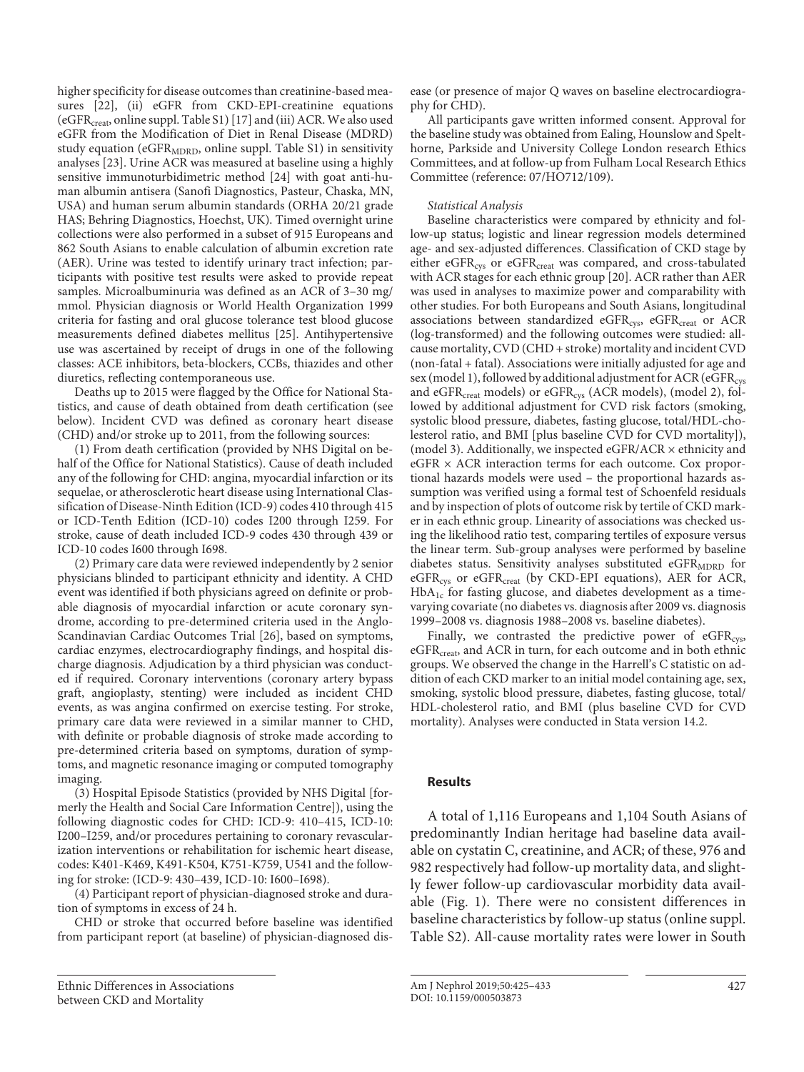higher specificity for disease outcomes than creatinine-based measures [22], (ii) eGFR from CKD-EPI-creatinine equations ($eGFR_{creat}$, online suppl. Table S1) [17] and (iii) ACR. We also used eGFR from the Modification of Diet in Renal Disease (MDRD) study equation ($eGFR_{MDRD}$, online suppl. Table S1) in sensitivity analyses [23]. Urine ACR was measured at baseline using a highly sensitive immunoturbidimetric method [24] with goat anti-human albumin antisera (Sanofi Diagnostics, Pasteur, Chaska, MN, USA) and human serum albumin standards (ORHA 20/21 grade HAS; Behring Diagnostics, Hoechst, UK). Timed overnight urine collections were also performed in a subset of 915 Europeans and 862 South Asians to enable calculation of albumin excretion rate (AER). Urine was tested to identify urinary tract infection; participants with positive test results were asked to provide repeat samples. Microalbuminuria was defined as an ACR of 3–30 mg/mmol. Physician diagnosis or World Health Organization 1999 criteria for fasting and oral glucose tolerance test blood glucose measurements defined diabetes mellitus [25]. Antihypertensive use was ascertained by receipt of drugs in one of the following classes: ACE inhibitors, beta-blockers, CCBs, thiazides and other diuretics, reflecting contemporaneous use.

Deaths up to 2015 were flagged by the Office for National Statistics, and cause of death obtained from death certification (see below). Incident CVD was defined as coronary heart disease (CHD) and/or stroke up to 2011, from the following sources:

(1) From death certification (provided by NHS Digital on behalf of the Office for National Statistics). Cause of death included any of the following for CHD: angina, myocardial infarction or its sequelae, or atherosclerotic heart disease using International Classification of Disease-Ninth Edition (ICD-9) codes 410 through 415 or ICD-Tenth Edition (ICD-10) codes I200 through I259. For stroke, cause of death included ICD-9 codes 430 through 439 or ICD-10 codes I600 through I698.

(2) Primary care data were reviewed independently by 2 senior physicians blinded to participant ethnicity and identity. A CHD event was identified if both physicians agreed on definite or probable diagnosis of myocardial infarction or acute coronary syndrome, according to pre-determined criteria used in the Anglo-Scandinavian Cardiac Outcomes Trial [26], based on symptoms, cardiac enzymes, electrocardiography findings, and hospital discharge diagnosis. Adjudication by a third physician was conducted if required. Coronary interventions (coronary artery bypass graft, angioplasty, stenting) were included as incident CHD events, as was angina confirmed on exercise testing. For stroke, primary care data were reviewed in a similar manner to CHD, with definite or probable diagnosis of stroke made according to pre-determined criteria based on symptoms, duration of symptoms, and magnetic resonance imaging or computed tomography imaging.

(3) Hospital Episode Statistics (provided by NHS Digital [formerly the Health and Social Care Information Centre]), using the following diagnostic codes for CHD: ICD-9: 410–415, ICD-10: I200–I259, and/or procedures pertaining to coronary revascularization interventions or rehabilitation for ischemic heart disease, codes: K401-K469, K491-K504, K751-K759, U541 and the following for stroke: (ICD-9: 430–439, ICD-10: I600–I698).

(4) Participant report of physician-diagnosed stroke and duration of symptoms in excess of 24 h.

CHD or stroke that occurred before baseline was identified from participant report (at baseline) of physician-diagnosed disease (or presence of major Q waves on baseline electrocardiography for CHD).

All participants gave written informed consent. Approval for the baseline study was obtained from Ealing, Hounslow and Spelthorne, Parkside and University College London research Ethics Committees, and at follow-up from Fulham Local Research Ethics Committee (reference: 07/HO712/109).

*Statistical Analysis*

Baseline characteristics were compared by ethnicity and follow-up status; logistic and linear regression models determined age- and sex-adjusted differences. Classification of CKD stage by either $eGFR_{cys}$ or $eGFR_{creat}$ was compared, and cross-tabulated with ACR stages for each ethnic group [20]. ACR rather than AER was used in analyses to maximize power and comparability with other studies. For both Europeans and South Asians, longitudinal associations between standardized $eGFR_{cys}$, $eGFR_{creat}$ or ACR (log-transformed) and the following outcomes were studied: all-cause mortality, CVD (CHD + stroke) mortality and incident CVD (non-fatal + fatal). Associations were initially adjusted for age and sex (model 1), followed by additional adjustment for ACR ($eGFR_{cys}$ and $eGFR_{creat}$ models) or $eGFR_{cys}$ (ACR models), (model 2), followed by additional adjustment for CVD risk factors (smoking, systolic blood pressure, diabetes, fasting glucose, total/HDL-cholesterol ratio, and BMI [plus baseline CVD for CVD mortality]), (model 3). Additionally, we inspected eGFR/ACR × ethnicity and eGFR × ACR interaction terms for each outcome. Cox proportional hazards models were used – the proportional hazards assumption was verified using a formal test of Schoenfeld residuals and by inspection of plots of outcome risk by tertile of CKD marker in each ethnic group. Linearity of associations was checked using the likelihood ratio test, comparing tertiles of exposure versus the linear term. Sub-group analyses were performed by baseline diabetes status. Sensitivity analyses substituted $eGFR_{MDRD}$ for $eGFR_{cys}$ or $eGFR_{creat}$ (by CKD-EPI equations), AER for ACR, $HbA_{1c}$ for fasting glucose, and diabetes development as a time-varying covariate (no diabetes vs. diagnosis after 2009 vs. diagnosis 1999–2008 vs. diagnosis 1988–2008 vs. baseline diabetes).

Finally, we contrasted the predictive power of $eGFR_{cys}$, $eGFR_{creat}$, and ACR in turn, for each outcome and in both ethnic groups. We observed the change in the Harrell's C statistic on addition of each CKD marker to an initial model containing age, sex, smoking, systolic blood pressure, diabetes, fasting glucose, total/HDL-cholesterol ratio, and BMI (plus baseline CVD for CVD mortality). Analyses were conducted in Stata version 14.2.

## Results

A total of 1,116 Europeans and 1,104 South Asians of predominantly Indian heritage had baseline data available on cystatin C, creatinine, and ACR; of these, 976 and 982 respectively had follow-up mortality data, and slightly fewer follow-up cardiovascular morbidity data available (Fig. 1). There were no consistent differences in baseline characteristics by follow-up status (online suppl. Table S2). All-cause mortality rates were lower in South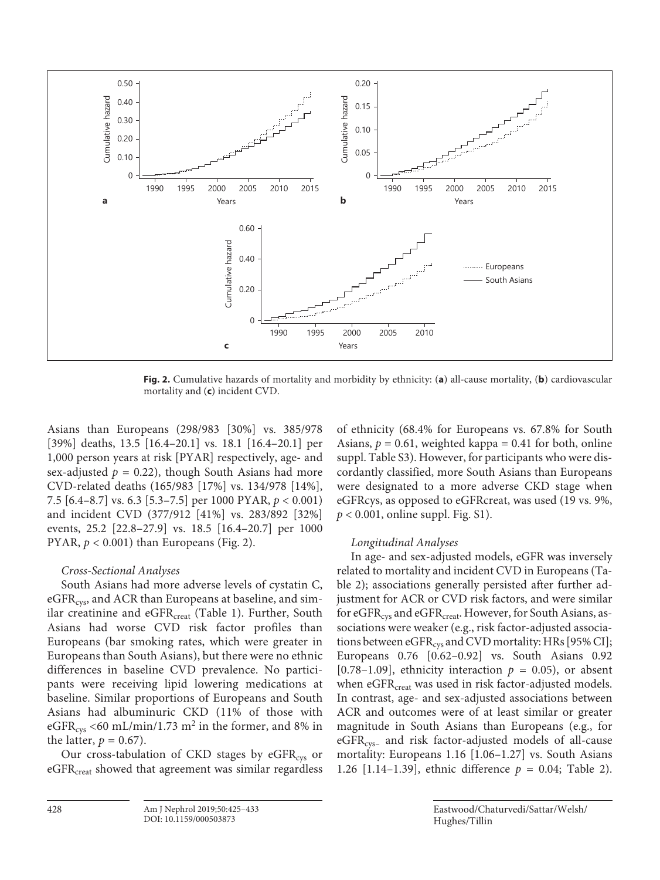**Fig. 2.** Cumulative hazards of mortality and morbidity by ethnicity: (**a**) all-cause mortality, (**b**) cardiovascular mortality and (**c**) incident CVD.

Asians than Europeans (298/983 [30%] vs. 385/978 [39%] deaths, 13.5 [16.4–20.1] vs. 18.1 [16.4–20.1] per 1,000 person years at risk [PYAR] respectively, age- and sex-adjusted $p = 0.22$), though South Asians had more CVD-related deaths (165/983 [17%] vs. 134/978 [14%], 7.5 [6.4–8.7] vs. 6.3 [5.3–7.5] per 1000 PYAR, $p < 0.001$) and incident CVD (377/912 [41%] vs. 283/892 [32%] events, 25.2 [22.8–27.9] vs. 18.5 [16.4–20.7] per 1000 PYAR, $p < 0.001$) than Europeans (Fig. 2).

### *Cross-Sectional Analyses*

South Asians had more adverse levels of cystatin C, $eGFR_{cys}$, and ACR than Europeans at baseline, and similar creatinine and $eGFR_{creat}$ (Table 1). Further, South Asians had worse CVD risk factor profiles than Europeans (bar smoking rates, which were greater in Europeans than South Asians), but there were no ethnic differences in baseline CVD prevalence. No participants were receiving lipid lowering medications at baseline. Similar proportions of Europeans and South Asians had albuminuric CKD (11% of those with $eGFR_{cys}$ <60 mL/min/1.73 m$^2$ in the former, and 8% in the latter, $p = 0.67$).

Our cross-tabulation of CKD stages by $eGFR_{cys}$ or $eGFR_{creat}$ showed that agreement was similar regardless of ethnicity (68.4% for Europeans vs. 67.8% for South Asians, $p = 0.61$, weighted kappa = 0.41 for both, online suppl. Table S3). However, for participants who were discordantly classified, more South Asians than Europeans were designated to a more adverse CKD stage when eGFRcys, as opposed to eGFRcreat, was used (19 vs. 9%, $p < 0.001$, online suppl. Fig. S1).

### *Longitudinal Analyses*

In age- and sex-adjusted models, eGFR was inversely related to mortality and incident CVD in Europeans (Table 2); associations generally persisted after further adjustment for ACR or CVD risk factors, and were similar for $eGFR_{cys}$ and $eGFR_{creat}$. However, for South Asians, associations were weaker (e.g., risk factor-adjusted associations between $eGFR_{cys}$ and CVD mortality: HRs [95% CI]; Europeans 0.76 [0.62–0.92] vs. South Asians 0.92 [0.78–1.09], ethnicity interaction $p = 0.05$), or absent when $eGFR_{creat}$ was used in risk factor-adjusted models. In contrast, age- and sex-adjusted associations between ACR and outcomes were of at least similar or greater magnitude in South Asians than Europeans (e.g., for $eGFR_{cys-}$ and risk factor-adjusted models of all-cause mortality: Europeans 1.16 [1.06–1.27] vs. South Asians 1.26 [1.14–1.39], ethnic difference $p = 0.04$; Table 2).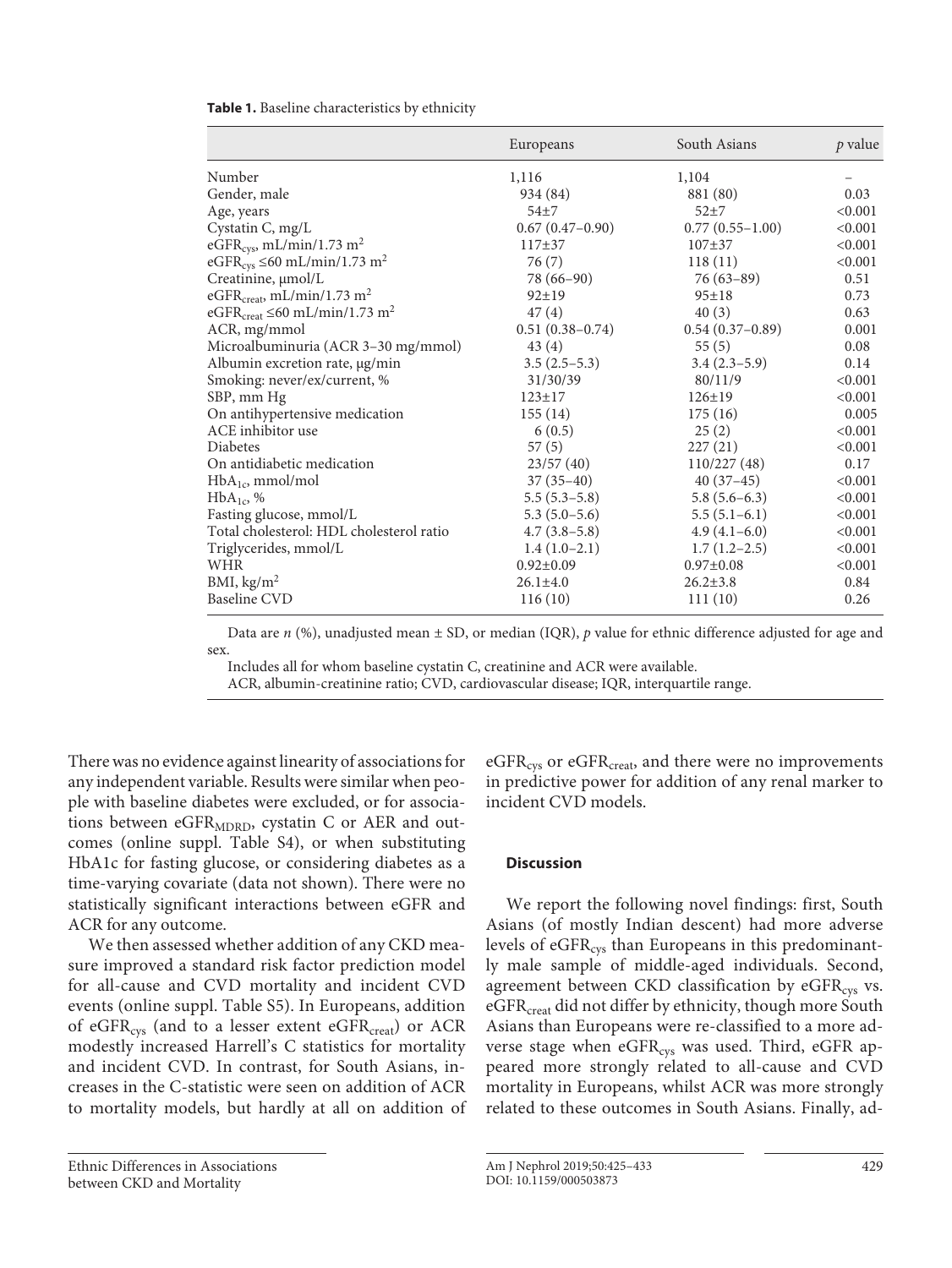**Table 1.** Baseline characteristics by ethnicity

| | Europeans | South Asians | $p$ value |
|---|---|---|---|
| Number | 1,116 | 1,104 | – |
| Gender, male | 934 (84) | 881 (80) | 0.03 |
| Age, years | 54±7 | 52±7 | <0.001 |
| Cystatin C, mg/L | 0.67 (0.47–0.90) | 0.77 (0.55–1.00) | <0.001 |
| $eGFR_{cys}$, mL/min/1.73 $m^2$ | 117±37 | 107±37 | <0.001 |
| $eGFR_{cys}$ ≤60 mL/min/1.73 $m^2$ | 76 (7) | 118 (11) | <0.001 |
| Creatinine, μmol/L | 78 (66–90) | 76 (63–89) | 0.51 |
| $eGFR_{creat}$, mL/min/1.73 $m^2$ | 92±19 | 95±18 | 0.73 |
| $eGFR_{creat}$ ≤60 mL/min/1.73 $m^2$ | 47 (4) | 40 (3) | 0.63 |
| ACR, mg/mmol | 0.51 (0.38–0.74) | 0.54 (0.37–0.89) | 0.001 |
| Microalbuminuria (ACR 3–30 mg/mmol) | 43 (4) | 55 (5) | 0.08 |
| Albumin excretion rate, μg/min | 3.5 (2.5–5.3) | 3.4 (2.3–5.9) | 0.14 |
| Smoking: never/ex/current, % | 31/30/39 | 80/11/9 | <0.001 |
| SBP, mm Hg | 123±17 | 126±19 | <0.001 |
| On antihypertensive medication | 155 (14) | 175 (16) | 0.005 |
| ACE inhibitor use | 6 (0.5) | 25 (2) | <0.001 |
| Diabetes | 57 (5) | 227 (21) | <0.001 |
| On antidiabetic medication | 23/57 (40) | 110/227 (48) | 0.17 |
| $HbA_{1c}$, mmol/mol | 37 (35–40) | 40 (37–45) | <0.001 |
| $HbA_{1c}$, % | 5.5 (5.3–5.8) | 5.8 (5.6–6.3) | <0.001 |
| Fasting glucose, mmol/L | 5.3 (5.0–5.6) | 5.5 (5.1–6.1) | <0.001 |
| Total cholesterol: HDL cholesterol ratio | 4.7 (3.8–5.8) | 4.9 (4.1–6.0) | <0.001 |
| Triglycerides, mmol/L | 1.4 (1.0–2.1) | 1.7 (1.2–2.5) | <0.001 |
| WHR | 0.92±0.09 | 0.97±0.08 | <0.001 |
| BMI, kg/$m^2$ | 26.1±4.0 | 26.2±3.8 | 0.84 |
| Baseline CVD | 116 (10) | 111 (10) | 0.26 |

Data are $n$ (%), unadjusted mean ± SD, or median (IQR), $p$ value for ethnic difference adjusted for age and sex.

Includes all for whom baseline cystatin C, creatinine and ACR were available.

ACR, albumin-creatinine ratio; CVD, cardiovascular disease; IQR, interquartile range.

There was no evidence against linearity of associations for any independent variable. Results were similar when people with baseline diabetes were excluded, or for associations between $eGFR_{MDRD}$, cystatin C or AER and outcomes (online suppl. Table S4), or when substituting HbA1c for fasting glucose, or considering diabetes as a time-varying covariate (data not shown). There were no statistically significant interactions between eGFR and ACR for any outcome.

We then assessed whether addition of any CKD measure improved a standard risk factor prediction model for all-cause and CVD mortality and incident CVD events (online suppl. Table S5). In Europeans, addition of $eGFR_{cys}$ (and to a lesser extent $eGFR_{creat}$) or ACR modestly increased Harrell's C statistics for mortality and incident CVD. In contrast, for South Asians, increases in the C-statistic were seen on addition of ACR to mortality models, but hardly at all on addition of $eGFR_{cys}$ or $eGFR_{creat}$, and there were no improvements in predictive power for addition of any renal marker to incident CVD models.

## Discussion

We report the following novel findings: first, South Asians (of mostly Indian descent) had more adverse levels of $eGFR_{cys}$ than Europeans in this predominantly male sample of middle-aged individuals. Second, agreement between CKD classification by $eGFR_{cys}$ vs. $eGFR_{creat}$ did not differ by ethnicity, though more South Asians than Europeans were re-classified to a more adverse stage when $eGFR_{cys}$ was used. Third, eGFR appeared more strongly related to all-cause and CVD mortality in Europeans, whilst ACR was more strongly related to these outcomes in South Asians. Finally, ad-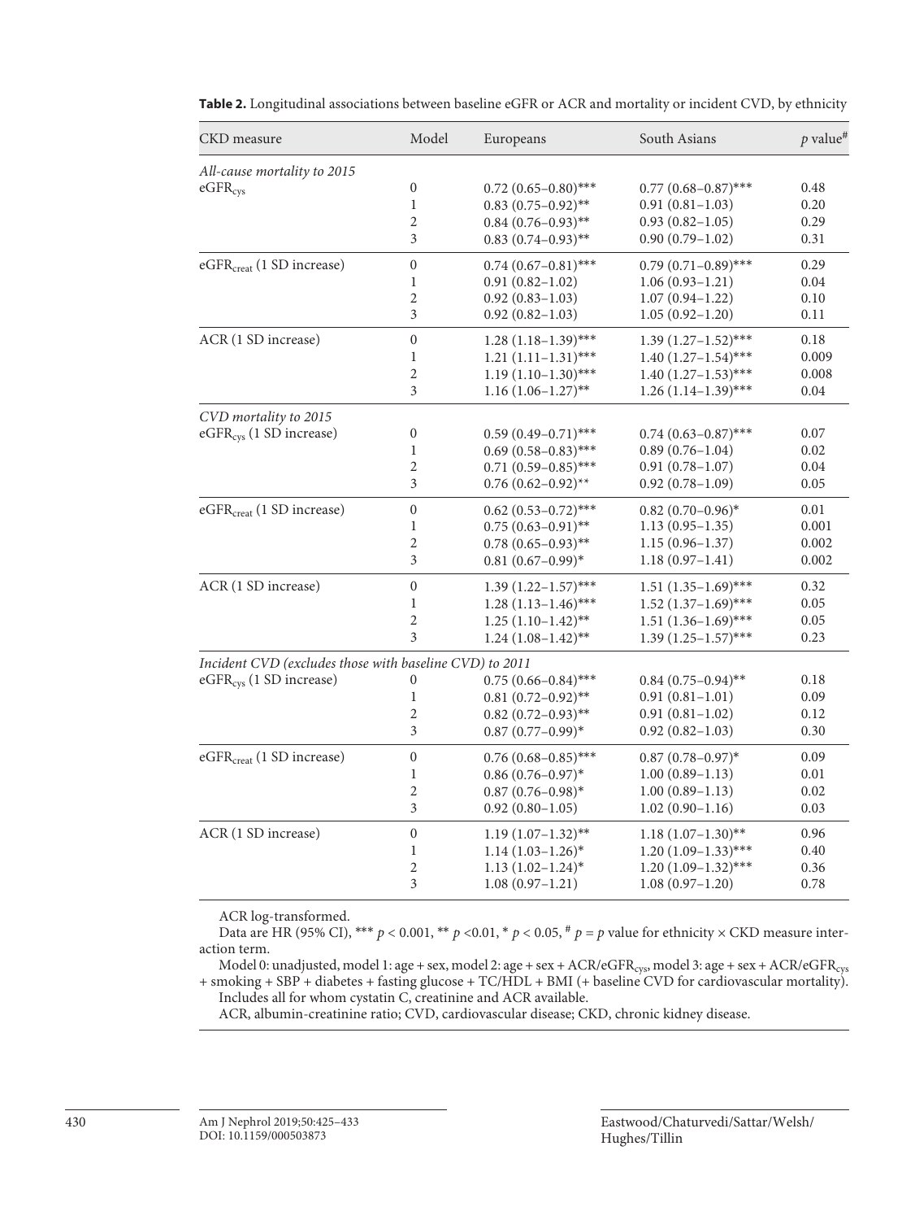**Table 2.** Longitudinal associations between baseline eGFR or ACR and mortality or incident CVD, by ethnicity

| CKD measure | Model | Europeans | South Asians | $p$ value[#] |
|---|---|---|---|---|
| *All-cause mortality to 2015* | | | | |
| $eGFR_{cys}$ | 0 | 0.72 (0.65–0.80)*** | 0.77 (0.68–0.87)*** | 0.48 |
| | 1 | 0.83 (0.75–0.92)** | 0.91 (0.81–1.03) | 0.20 |
| | 2 | 0.84 (0.76–0.93)** | 0.93 (0.82–1.05) | 0.29 |
| | 3 | 0.83 (0.74–0.93)** | 0.90 (0.79–1.02) | 0.31 |
| $eGFR_{creat}$ (1 SD increase) | 0 | 0.74 (0.67–0.81)*** | 0.79 (0.71–0.89)*** | 0.29 |
| | 1 | 0.91 (0.82–1.02) | 1.06 (0.93–1.21) | 0.04 |
| | 2 | 0.92 (0.83–1.03) | 1.07 (0.94–1.22) | 0.10 |
| | 3 | 0.92 (0.82–1.03) | 1.05 (0.92–1.20) | 0.11 |
| ACR (1 SD increase) | 0 | 1.28 (1.18–1.39)*** | 1.39 (1.27–1.52)*** | 0.18 |
| | 1 | 1.21 (1.11–1.31)*** | 1.40 (1.27–1.54)*** | 0.009 |
| | 2 | 1.19 (1.10–1.30)*** | 1.40 (1.27–1.53)*** | 0.008 |
| | 3 | 1.16 (1.06–1.27)** | 1.26 (1.14–1.39)*** | 0.04 |
| *CVD mortality to 2015* | | | | |
| $eGFR_{cys}$ (1 SD increase) | 0 | 0.59 (0.49–0.71)*** | 0.74 (0.63–0.87)*** | 0.07 |
| | 1 | 0.69 (0.58–0.83)*** | 0.89 (0.76–1.04) | 0.02 |
| | 2 | 0.71 (0.59–0.85)*** | 0.91 (0.78–1.07) | 0.04 |
| | 3 | 0.76 (0.62–0.92)** | 0.92 (0.78–1.09) | 0.05 |
| $eGFR_{creat}$ (1 SD increase) | 0 | 0.62 (0.53–0.72)*** | 0.82 (0.70–0.96)* | 0.01 |
| | 1 | 0.75 (0.63–0.91)** | 1.13 (0.95–1.35) | 0.001 |
| | 2 | 0.78 (0.65–0.93)** | 1.15 (0.96–1.37) | 0.002 |
| | 3 | 0.81 (0.67–0.99)* | 1.18 (0.97–1.41) | 0.002 |
| ACR (1 SD increase) | 0 | 1.39 (1.22–1.57)*** | 1.51 (1.35–1.69)*** | 0.32 |
| | 1 | 1.28 (1.13–1.46)*** | 1.52 (1.37–1.69)*** | 0.05 |
| | 2 | 1.25 (1.10–1.42)** | 1.51 (1.36–1.69)*** | 0.05 |
| | 3 | 1.24 (1.08–1.42)** | 1.39 (1.25–1.57)*** | 0.23 |
| *Incident CVD (excludes those with baseline CVD) to 2011* | | | | |
| $eGFR_{cys}$ (1 SD increase) | 0 | 0.75 (0.66–0.84)*** | 0.84 (0.75–0.94)** | 0.18 |
| | 1 | 0.81 (0.72–0.92)** | 0.91 (0.81–1.01) | 0.09 |
| | 2 | 0.82 (0.72–0.93)** | 0.91 (0.81–1.02) | 0.12 |
| | 3 | 0.87 (0.77–0.99)* | 0.92 (0.82–1.03) | 0.30 |
| $eGFR_{creat}$ (1 SD increase) | 0 | 0.76 (0.68–0.85)*** | 0.87 (0.78–0.97)* | 0.09 |
| | 1 | 0.86 (0.76–0.97)* | 1.00 (0.89–1.13) | 0.01 |
| | 2 | 0.87 (0.76–0.98)* | 1.00 (0.89–1.13) | 0.02 |
| | 3 | 0.92 (0.80–1.05) | 1.02 (0.90–1.16) | 0.03 |
| ACR (1 SD increase) | 0 | 1.19 (1.07–1.32)** | 1.18 (1.07–1.30)** | 0.96 |
| | 1 | 1.14 (1.03–1.26)* | 1.20 (1.09–1.33)*** | 0.40 |
| | 2 | 1.13 (1.02–1.24)* | 1.20 (1.09–1.32)*** | 0.36 |
| | 3 | 1.08 (0.97–1.21) | 1.08 (0.97–1.20) | 0.78 |

ACR log-transformed.

Data are HR (95% CI), *** $p < 0.001$, ** $p < 0.01$, * $p < 0.05$, # $p = p$ value for ethnicity × CKD measure interaction term.

Model 0: unadjusted, model 1: age + sex, model 2: age + sex + ACR/$eGFR_{cys}$, model 3: age + sex + ACR/$eGFR_{cys}$ + smoking + SBP + diabetes + fasting glucose + TC/HDL + BMI (+ baseline CVD for cardiovascular mortality).

Includes all for whom cystatin C, creatinine and ACR available.

ACR, albumin-creatinine ratio; CVD, cardiovascular disease; CKD, chronic kidney disease.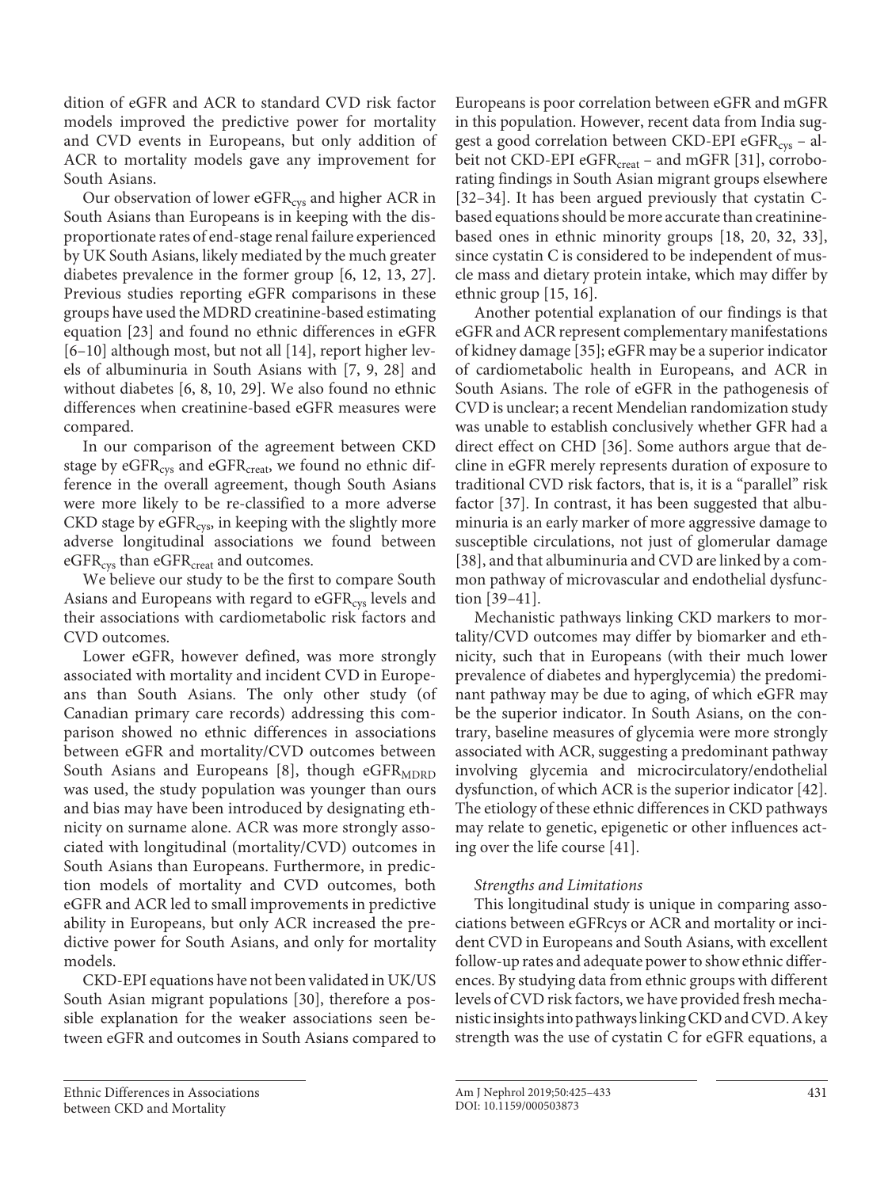dition of eGFR and ACR to standard CVD risk factor models improved the predictive power for mortality and CVD events in Europeans, but only addition of ACR to mortality models gave any improvement for South Asians.

Our observation of lower $eGFR_{cys}$ and higher ACR in South Asians than Europeans is in keeping with the disproportionate rates of end-stage renal failure experienced by UK South Asians, likely mediated by the much greater diabetes prevalence in the former group [6, 12, 13, 27]. Previous studies reporting eGFR comparisons in these groups have used the MDRD creatinine-based estimating equation [23] and found no ethnic differences in eGFR [6–10] although most, but not all [14], report higher levels of albuminuria in South Asians with [7, 9, 28] and without diabetes [6, 8, 10, 29]. We also found no ethnic differences when creatinine-based eGFR measures were compared.

In our comparison of the agreement between CKD stage by $eGFR_{cys}$ and $eGFR_{creat}$, we found no ethnic difference in the overall agreement, though South Asians were more likely to be re-classified to a more adverse CKD stage by $eGFR_{cys}$, in keeping with the slightly more adverse longitudinal associations we found between $eGFR_{cys}$ than $eGFR_{creat}$ and outcomes.

We believe our study to be the first to compare South Asians and Europeans with regard to $eGFR_{cys}$ levels and their associations with cardiometabolic risk factors and CVD outcomes.

Lower eGFR, however defined, was more strongly associated with mortality and incident CVD in Europeans than South Asians. The only other study (of Canadian primary care records) addressing this comparison showed no ethnic differences in associations between eGFR and mortality/CVD outcomes between South Asians and Europeans [8], though $eGFR_{MDRD}$ was used, the study population was younger than ours and bias may have been introduced by designating ethnicity on surname alone. ACR was more strongly associated with longitudinal (mortality/CVD) outcomes in South Asians than Europeans. Furthermore, in prediction models of mortality and CVD outcomes, both eGFR and ACR led to small improvements in predictive ability in Europeans, but only ACR increased the predictive power for South Asians, and only for mortality models.

CKD-EPI equations have not been validated in UK/US South Asian migrant populations [30], therefore a possible explanation for the weaker associations seen between eGFR and outcomes in South Asians compared to Europeans is poor correlation between eGFR and mGFR in this population. However, recent data from India suggest a good correlation between CKD-EPI $eGFR_{cys}$ – albeit not CKD-EPI $eGFR_{creat}$ – and mGFR [31], corroborating findings in South Asian migrant groups elsewhere [32–34]. It has been argued previously that cystatin C-based equations should be more accurate than creatinine-based ones in ethnic minority groups [18, 20, 32, 33], since cystatin C is considered to be independent of muscle mass and dietary protein intake, which may differ by ethnic group [15, 16].

Another potential explanation of our findings is that eGFR and ACR represent complementary manifestations of kidney damage [35]; eGFR may be a superior indicator of cardiometabolic health in Europeans, and ACR in South Asians. The role of eGFR in the pathogenesis of CVD is unclear; a recent Mendelian randomization study was unable to establish conclusively whether GFR had a direct effect on CHD [36]. Some authors argue that decline in eGFR merely represents duration of exposure to traditional CVD risk factors, that is, it is a "parallel" risk factor [37]. In contrast, it has been suggested that albuminuria is an early marker of more aggressive damage to susceptible circulations, not just of glomerular damage [38], and that albuminuria and CVD are linked by a common pathway of microvascular and endothelial dysfunction [39–41].

Mechanistic pathways linking CKD markers to mortality/CVD outcomes may differ by biomarker and ethnicity, such that in Europeans (with their much lower prevalence of diabetes and hyperglycemia) the predominant pathway may be due to aging, of which eGFR may be the superior indicator. In South Asians, on the contrary, baseline measures of glycemia were more strongly associated with ACR, suggesting a predominant pathway involving glycemia and microcirculatory/endothelial dysfunction, of which ACR is the superior indicator [42]. The etiology of these ethnic differences in CKD pathways may relate to genetic, epigenetic or other influences acting over the life course [41].

### *Strengths and Limitations*

This longitudinal study is unique in comparing associations between eGFRcys or ACR and mortality or incident CVD in Europeans and South Asians, with excellent follow-up rates and adequate power to show ethnic differences. By studying data from ethnic groups with different levels of CVD risk factors, we have provided fresh mechanistic insights into pathways linking CKD and CVD. A key strength was the use of cystatin C for eGFR equations, a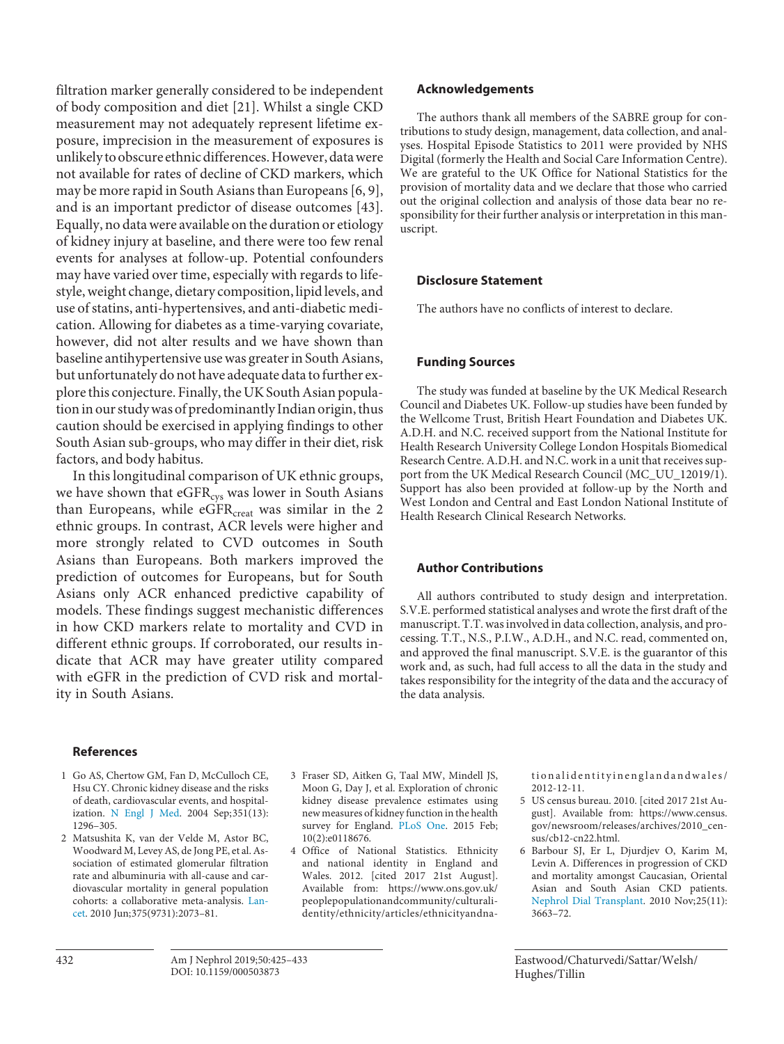filtration marker generally considered to be independent of body composition and diet [21]. Whilst a single CKD measurement may not adequately represent lifetime exposure, imprecision in the measurement of exposures is unlikely to obscure ethnic differences. However, data were not available for rates of decline of CKD markers, which may be more rapid in South Asians than Europeans [6, 9], and is an important predictor of disease outcomes [43]. Equally, no data were available on the duration or etiology of kidney injury at baseline, and there were too few renal events for analyses at follow-up. Potential confounders may have varied over time, especially with regards to lifestyle, weight change, dietary composition, lipid levels, and use of statins, anti-hypertensives, and anti-diabetic medication. Allowing for diabetes as a time-varying covariate, however, did not alter results and we have shown than baseline antihypertensive use was greater in South Asians, but unfortunately do not have adequate data to further explore this conjecture. Finally, the UK South Asian population in our study was of predominantly Indian origin, thus caution should be exercised in applying findings to other South Asian sub-groups, who may differ in their diet, risk factors, and body habitus.

In this longitudinal comparison of UK ethnic groups, we have shown that $eGFR_{cys}$ was lower in South Asians than Europeans, while $eGFR_{creat}$ was similar in the 2 ethnic groups. In contrast, ACR levels were higher and more strongly related to CVD outcomes in South Asians than Europeans. Both markers improved the prediction of outcomes for Europeans, but for South Asians only ACR enhanced predictive capability of models. These findings suggest mechanistic differences in how CKD markers relate to mortality and CVD in different ethnic groups. If corroborated, our results indicate that ACR may have greater utility compared with eGFR in the prediction of CVD risk and mortality in South Asians.

## Acknowledgements

The authors thank all members of the SABRE group for contributions to study design, management, data collection, and analyses. Hospital Episode Statistics to 2011 were provided by NHS Digital (formerly the Health and Social Care Information Centre). We are grateful to the UK Office for National Statistics for the provision of mortality data and we declare that those who carried out the original collection and analysis of those data bear no responsibility for their further analysis or interpretation in this manuscript.

## Disclosure Statement

The authors have no conflicts of interest to declare.

## Funding Sources

The study was funded at baseline by the UK Medical Research Council and Diabetes UK. Follow-up studies have been funded by the Wellcome Trust, British Heart Foundation and Diabetes UK. A.D.H. and N.C. received support from the National Institute for Health Research University College London Hospitals Biomedical Research Centre. A.D.H. and N.C. work in a unit that receives support from the UK Medical Research Council (MC_UU_12019/1). Support has also been provided at follow-up by the North and West London and Central and East London National Institute of Health Research Clinical Research Networks.

## Author Contributions

All authors contributed to study design and interpretation. S.V.E. performed statistical analyses and wrote the first draft of the manuscript. T.T. was involved in data collection, analysis, and processing. T.T., N.S., P.I.W., A.D.H., and N.C. read, commented on, and approved the final manuscript. S.V.E. is the guarantor of this work and, as such, had full access to all the data in the study and takes responsibility for the integrity of the data and the accuracy of the data analysis.

## References

1. Go AS, Chertow GM, Fan D, McCulloch CE, Hsu CY. Chronic kidney disease and the risks of death, cardiovascular events, and hospitalization. N Engl J Med. 2004 Sep;351(13): 1296–305.
2. Matsushita K, van der Velde M, Astor BC, Woodward M, Levey AS, de Jong PE, et al. Association of estimated glomerular filtration rate and albuminuria with all-cause and cardiovascular mortality in general population cohorts: a collaborative meta-analysis. Lancet. 2010 Jun;375(9731):2073–81.
3. Fraser SD, Aitken G, Taal MW, Mindell JS, Moon G, Day J, et al. Exploration of chronic kidney disease prevalence estimates using new measures of kidney function in the health survey for England. PLoS One. 2015 Feb; 10(2):e0118676.
4. Office of National Statistics. Ethnicity and national identity in England and Wales. 2012. [cited 2017 21st August]. Available from: https://www.ons.gov.uk/peoplepopulationandcommunity/culturalidentity/ethnicity/articles/ethnicityandnationalidentityinenglandandwales/2012-12-11.
5. US census bureau. 2010. [cited 2017 21st August]. Available from: https://www.census.gov/newsroom/releases/archives/2010_census/cb12-cn22.html.
6. Barbour SJ, Er L, Djurdjev O, Karim M, Levin A. Differences in progression of CKD and mortality amongst Caucasian, Oriental Asian and South Asian CKD patients. Nephrol Dial Transplant. 2010 Nov;25(11): 3663–72.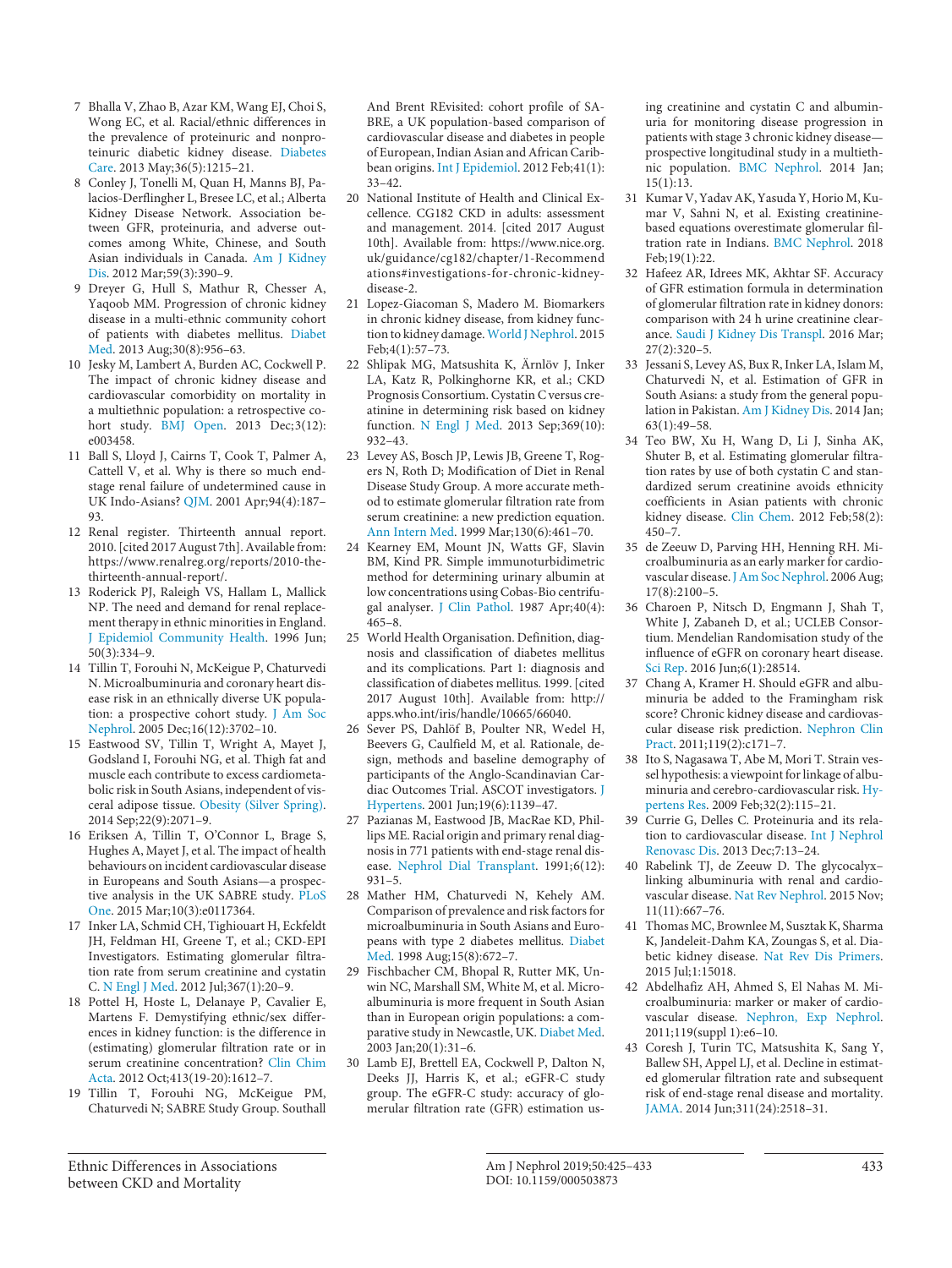7 Bhalla V, Zhao B, Azar KM, Wang EJ, Choi S, Wong EC, et al. Racial/ethnic differences in the prevalence of proteinuric and nonproteinuric diabetic kidney disease. Diabetes Care. 2013 May;36(5):1215–21.

8 Conley J, Tonelli M, Quan H, Manns BJ, Palacios-Derflingher L, Bresee LC, et al.; Alberta Kidney Disease Network. Association between GFR, proteinuria, and adverse outcomes among White, Chinese, and South Asian individuals in Canada. Am J Kidney Dis. 2012 Mar;59(3):390–9.

9 Dreyer G, Hull S, Mathur R, Chesser A, Yaqoob MM. Progression of chronic kidney disease in a multi-ethnic community cohort of patients with diabetes mellitus. Diabet Med. 2013 Aug;30(8):956–63.

10 Jesky M, Lambert A, Burden AC, Cockwell P. The impact of chronic kidney disease and cardiovascular comorbidity on mortality in a multiethnic population: a retrospective cohort study. BMJ Open. 2013 Dec;3(12):e003458.

11 Ball S, Lloyd J, Cairns T, Cook T, Palmer A, Cattell V, et al. Why is there so much end-stage renal failure of undetermined cause in UK Indo-Asians? QJM. 2001 Apr;94(4):187–93.

12 Renal register. Thirteenth annual report. 2010. [cited 2017 August 7th]. Available from: https://www.renalreg.org/reports/2010-the-thirteenth-annual-report/.

13 Roderick PJ, Raleigh VS, Hallam L, Mallick NP. The need and demand for renal replacement therapy in ethnic minorities in England. J Epidemiol Community Health. 1996 Jun;50(3):334–9.

14 Tillin T, Forouhi N, McKeigue P, Chaturvedi N. Microalbuminuria and coronary heart disease risk in an ethnically diverse UK population: a prospective cohort study. J Am Soc Nephrol. 2005 Dec;16(12):3702–10.

15 Eastwood SV, Tillin T, Wright A, Mayet J, Godsland I, Forouhi NG, et al. Thigh fat and muscle each contribute to excess cardiometabolic risk in South Asians, independent of visceral adipose tissue. Obesity (Silver Spring). 2014 Sep;22(9):2071–9.

16 Eriksen A, Tillin T, O'Connor L, Brage S, Hughes A, Mayet J, et al. The impact of health behaviours on incident cardiovascular disease in Europeans and South Asians—a prospective analysis in the UK SABRE study. PLoS One. 2015 Mar;10(3):e0117364.

17 Inker LA, Schmid CH, Tighiouart H, Eckfeldt JH, Feldman HI, Greene T, et al.; CKD-EPI Investigators. Estimating glomerular filtration rate from serum creatinine and cystatin C. N Engl J Med. 2012 Jul;367(1):20–9.

18 Pottel H, Hoste L, Delanaye P, Cavalier E, Martens F. Demystifying ethnic/sex differences in kidney function: is the difference in (estimating) glomerular filtration rate or in serum creatinine concentration? Clin Chim Acta. 2012 Oct;413(19-20):1612–7.

19 Tillin T, Forouhi NG, McKeigue PM, Chaturvedi N; SABRE Study Group. Southall And Brent REvisited: cohort profile of SABRE, a UK population-based comparison of cardiovascular disease and diabetes in people of European, Indian Asian and African Caribbean origins. Int J Epidemiol. 2012 Feb;41(1):33–42.

20 National Institute of Health and Clinical Excellence. CG182 CKD in adults: assessment and management. 2014. [cited 2017 August 10th]. Available from: https://www.nice.org.uk/guidance/cg182/chapter/1-Recommendations#investigations-for-chronic-kidney-disease-2.

21 Lopez-Giacoman S, Madero M. Biomarkers in chronic kidney disease, from kidney function to kidney damage. World J Nephrol. 2015 Feb;4(1):57–73.

22 Shlipak MG, Matsushita K, Ärnlöv J, Inker LA, Katz R, Polkinghorne KR, et al.; CKD Prognosis Consortium. Cystatin C versus creatinine in determining risk based on kidney function. N Engl J Med. 2013 Sep;369(10):932–43.

23 Levey AS, Bosch JP, Lewis JB, Greene T, Rogers N, Roth D; Modification of Diet in Renal Disease Study Group. A more accurate method to estimate glomerular filtration rate from serum creatinine: a new prediction equation. Ann Intern Med. 1999 Mar;130(6):461–70.

24 Kearney EM, Mount JN, Watts GF, Slavin BM, Kind PR. Simple immunoturbidimetric method for determining urinary albumin at low concentrations using Cobas-Bio centrifugal analyser. J Clin Pathol. 1987 Apr;40(4):465–8.

25 World Health Organisation. Definition, diagnosis and classification of diabetes mellitus and its complications. Part 1: diagnosis and classification of diabetes mellitus. 1999. [cited 2017 August 10th]. Available from: http://apps.who.int/iris/handle/10665/66040.

26 Sever PS, Dahlöf B, Poulter NR, Wedel H, Beevers G, Caulfield M, et al. Rationale, design, methods and baseline demography of participants of the Anglo-Scandinavian Cardiac Outcomes Trial. ASCOT investigators. J Hypertens. 2001 Jun;19(6):1139–47.

27 Pazianas M, Eastwood JB, MacRae KD, Phillips ME. Racial origin and primary renal diagnosis in 771 patients with end-stage renal disease. Nephrol Dial Transplant. 1991;6(12):931–5.

28 Mather HM, Chaturvedi N, Kehely AM. Comparison of prevalence and risk factors for microalbuminuria in South Asians and Europeans with type 2 diabetes mellitus. Diabet Med. 1998 Aug;15(8):672–7.

29 Fischbacher CM, Bhopal R, Rutter MK, Unwin NC, Marshall SM, White M, et al. Microalbuminuria is more frequent in South Asian than in European origin populations: a comparative study in Newcastle, UK. Diabet Med. 2003 Jan;20(1):31–6.

30 Lamb EJ, Brettell EA, Cockwell P, Dalton N, Deeks JJ, Harris K, et al.; eGFR-C study group. The eGFR-C study: accuracy of glomerular filtration rate (GFR) estimation using creatinine and cystatin C and albuminuria for monitoring disease progression in patients with stage 3 chronic kidney disease—prospective longitudinal study in a multiethnic population. BMC Nephrol. 2014 Jan;15(1):13.

31 Kumar V, Yadav AK, Yasuda Y, Horio M, Kumar V, Sahni N, et al. Existing creatinine-based equations overestimate glomerular filtration rate in Indians. BMC Nephrol. 2018 Feb;19(1):22.

32 Hafeez AR, Idrees MK, Akhtar SF. Accuracy of GFR estimation formula in determination of glomerular filtration rate in kidney donors: comparison with 24 h urine creatinine clearance. Saudi J Kidney Dis Transpl. 2016 Mar;27(2):320–5.

33 Jessani S, Levey AS, Bux R, Inker LA, Islam M, Chaturvedi N, et al. Estimation of GFR in South Asians: a study from the general population in Pakistan. Am J Kidney Dis. 2014 Jan;63(1):49–58.

34 Teo BW, Xu H, Wang D, Li J, Sinha AK, Shuter B, et al. Estimating glomerular filtration rates by use of both cystatin C and standardized serum creatinine avoids ethnicity coefficients in Asian patients with chronic kidney disease. Clin Chem. 2012 Feb;58(2):450–7.

35 de Zeeuw D, Parving HH, Henning RH. Microalbuminuria as an early marker for cardiovascular disease. J Am Soc Nephrol. 2006 Aug;17(8):2100–5.

36 Charoen P, Nitsch D, Engmann J, Shah T, White J, Zabaneh D, et al.; UCLEB Consortium. Mendelian Randomisation study of the influence of eGFR on coronary heart disease. Sci Rep. 2016 Jun;6(1):28514.

37 Chang A, Kramer H. Should eGFR and albuminuria be added to the Framingham risk score? Chronic kidney disease and cardiovascular disease risk prediction. Nephron Clin Pract. 2011;119(2):c171–7.

38 Ito S, Nagasawa T, Abe M, Mori T. Strain vessel hypothesis: a viewpoint for linkage of albuminuria and cerebro-cardiovascular risk. Hypertens Res. 2009 Feb;32(2):115–21.

39 Currie G, Delles C. Proteinuria and its relation to cardiovascular disease. Int J Nephrol Renovasc Dis. 2013 Dec;7:13–24.

40 Rabelink TJ, de Zeeuw D. The glycocalyx–linking albuminuria with renal and cardiovascular disease. Nat Rev Nephrol. 2015 Nov;11(11):667–76.

41 Thomas MC, Brownlee M, Susztak K, Sharma K, Jandeleit-Dahm KA, Zoungas S, et al. Diabetic kidney disease. Nat Rev Dis Primers. 2015 Jul;1:15018.

42 Abdelhafiz AH, Ahmed S, El Nahas M. Microalbuminuria: marker or maker of cardiovascular disease. Nephron, Exp Nephrol. 2011;119(suppl 1):e6–10.

43 Coresh J, Turin TC, Matsushita K, Sang Y, Ballew SH, Appel LJ, et al. Decline in estimated glomerular filtration rate and subsequent risk of end-stage renal disease and mortality. JAMA. 2014 Jun;311(24):2518–31.